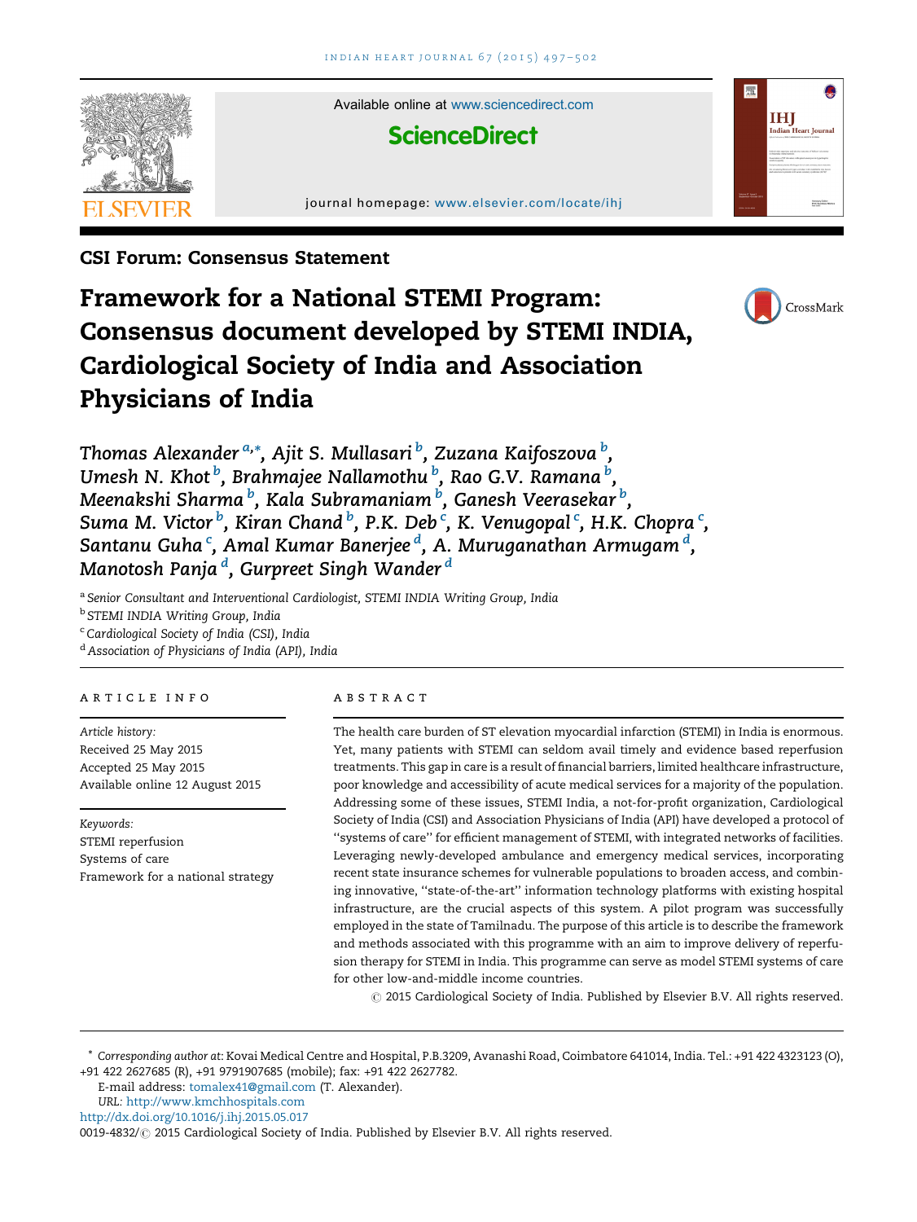CSI Forum: Consensus Statement

# Framework for a National STEMI Program: Consensus document developed by STEMI INDIA, Cardiological Society of India and Association Physicians of India

*Thomas Alexander* [a,*], *Ajit S. Mullasari* [b], *Zuzana Kaifoszova* [b], *Umesh N. Khot* [b], *Brahmajee Nallamothu* [b], *Rao G.V. Ramana* [b], *Meenakshi Sharma* [b], *Kala Subramaniam* [b], *Ganesh Veerasekar* [b], *Suma M. Victor* [b], *Kiran Chand* [b], *P.K. Deb* [c], *K. Venugopal* [c], *H.K. Chopra* [c], *Santanu Guha* [c], *Amal Kumar Banerjee* [d], *A. Muruganathan Armugam* [d], *Manotosh Panja* [d], *Gurpreet Singh Wander* [d]

[a] *Senior Consultant and Interventional Cardiologist, STEMI INDIA Writing Group, India*
[b] *STEMI INDIA Writing Group, India*
[c] *Cardiological Society of India (CSI), India*
[d] *Association of Physicians of India (API), India*

## ARTICLE INFO

*Article history:*
Received 25 May 2015
Accepted 25 May 2015
Available online 12 August 2015

*Keywords:*
STEMI reperfusion
Systems of care
Framework for a national strategy

## ABSTRACT

The health care burden of ST elevation myocardial infarction (STEMI) in India is enormous. Yet, many patients with STEMI can seldom avail timely and evidence based reperfusion treatments. This gap in care is a result of financial barriers, limited healthcare infrastructure, poor knowledge and accessibility of acute medical services for a majority of the population. Addressing some of these issues, STEMI India, a not-for-profit organization, Cardiological Society of India (CSI) and Association Physicians of India (API) have developed a protocol of ''systems of care'' for efficient management of STEMI, with integrated networks of facilities. Leveraging newly-developed ambulance and emergency medical services, incorporating recent state insurance schemes for vulnerable populations to broaden access, and combining innovative, ''state-of-the-art'' information technology platforms with existing hospital infrastructure, are the crucial aspects of this system. A pilot program was successfully employed in the state of Tamilnadu. The purpose of this article is to describe the framework and methods associated with this programme with an aim to improve delivery of reperfusion therapy for STEMI in India. This programme can serve as model STEMI systems of care for other low-and-middle income countries.

© 2015 Cardiological Society of India. Published by Elsevier B.V. All rights reserved.

---

* *Corresponding author at*: Kovai Medical Centre and Hospital, P.B.3209, Avanashi Road, Coimbatore 641014, India. Tel.: +91 422 4323123 (O), +91 422 2627685 (R), +91 9791907685 (mobile); fax: +91 422 2627782.
E-mail address: tomalex41@gmail.com (T. Alexander).
*URL*: http://www.kmchhospitals.com
http://dx.doi.org/10.1016/j.ihj.2015.05.017
0019-4832/© 2015 Cardiological Society of India. Published by Elsevier B.V. All rights reserved.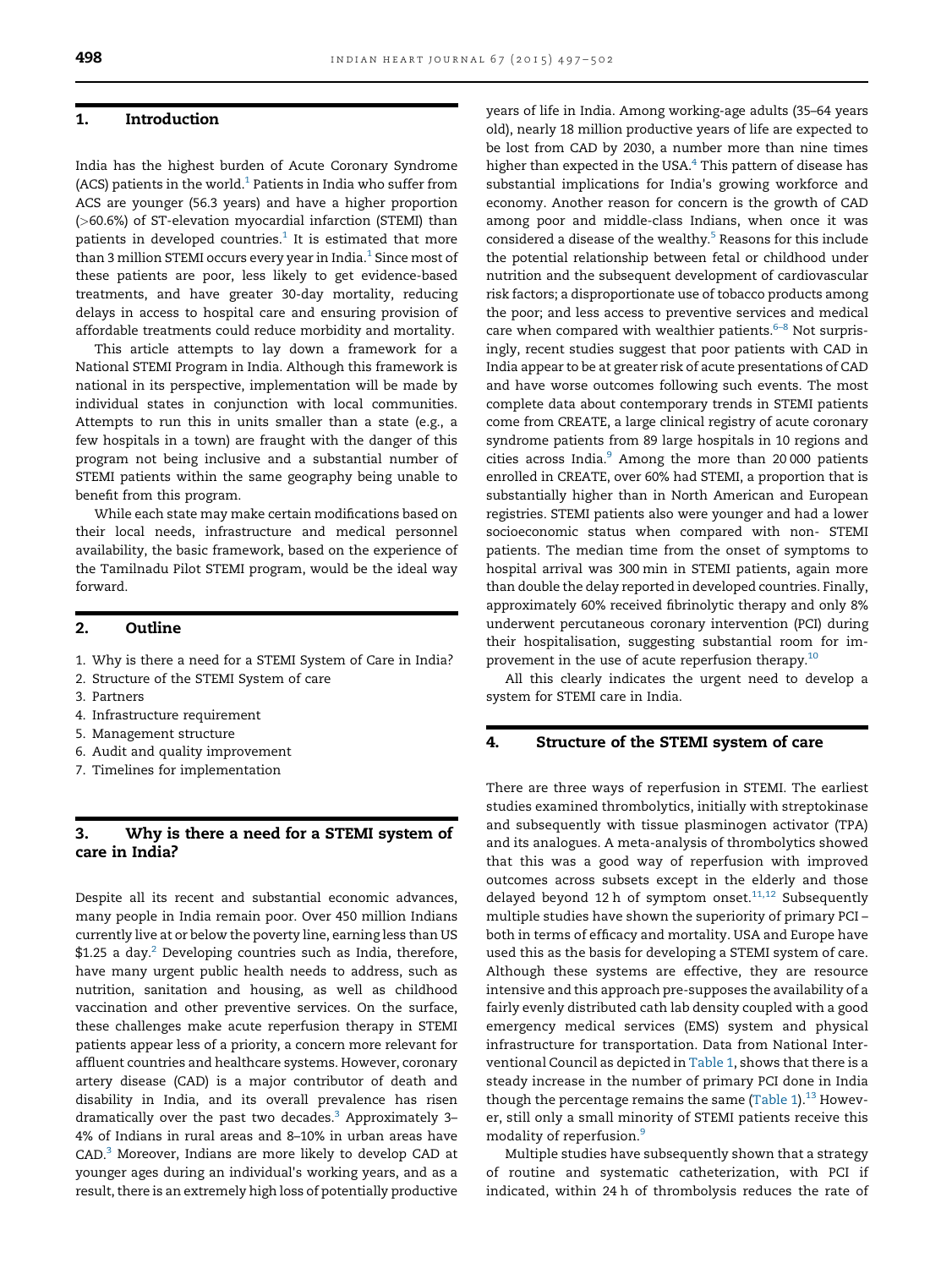## 1. Introduction

India has the highest burden of Acute Coronary Syndrome (ACS) patients in the world.[1] Patients in India who suffer from ACS are younger (56.3 years) and have a higher proportion (>60.6%) of ST-elevation myocardial infarction (STEMI) than patients in developed countries.[1] It is estimated that more than 3 million STEMI occurs every year in India.[1] Since most of these patients are poor, less likely to get evidence-based treatments, and have greater 30-day mortality, reducing delays in access to hospital care and ensuring provision of affordable treatments could reduce morbidity and mortality.

This article attempts to lay down a framework for a National STEMI Program in India. Although this framework is national in its perspective, implementation will be made by individual states in conjunction with local communities. Attempts to run this in units smaller than a state (e.g., a few hospitals in a town) are fraught with the danger of this program not being inclusive and a substantial number of STEMI patients within the same geography being unable to benefit from this program.

While each state may make certain modifications based on their local needs, infrastructure and medical personnel availability, the basic framework, based on the experience of the Tamilnadu Pilot STEMI program, would be the ideal way forward.

## 2. Outline

1. Why is there a need for a STEMI System of Care in India?
2. Structure of the STEMI System of care
3. Partners
4. Infrastructure requirement
5. Management structure
6. Audit and quality improvement
7. Timelines for implementation

## 3. Why is there a need for a STEMI system of care in India?

Despite all its recent and substantial economic advances, many people in India remain poor. Over 450 million Indians currently live at or below the poverty line, earning less than US $1.25 a day.[2] Developing countries such as India, therefore, have many urgent public health needs to address, such as nutrition, sanitation and housing, as well as childhood vaccination and other preventive services. On the surface, these challenges make acute reperfusion therapy in STEMI patients appear less of a priority, a concern more relevant for affluent countries and healthcare systems. However, coronary artery disease (CAD) is a major contributor of death and disability in India, and its overall prevalence has risen dramatically over the past two decades.[3] Approximately 3–4% of Indians in rural areas and 8–10% in urban areas have CAD.[3] Moreover, Indians are more likely to develop CAD at younger ages during an individual's working years, and as a result, there is an extremely high loss of potentially productive years of life in India. Among working-age adults (35–64 years old), nearly 18 million productive years of life are expected to be lost from CAD by 2030, a number more than nine times higher than expected in the USA.[4] This pattern of disease has substantial implications for India's growing workforce and economy. Another reason for concern is the growth of CAD among poor and middle-class Indians, when once it was considered a disease of the wealthy.[5] Reasons for this include the potential relationship between fetal or childhood under nutrition and the subsequent development of cardiovascular risk factors; a disproportionate use of tobacco products among the poor; and less access to preventive services and medical care when compared with wealthier patients.[6–8] Not surprisingly, recent studies suggest that poor patients with CAD in India appear to be at greater risk of acute presentations of CAD and have worse outcomes following such events. The most complete data about contemporary trends in STEMI patients come from CREATE, a large clinical registry of acute coronary syndrome patients from 89 large hospitals in 10 regions and cities across India.[9] Among the more than 20 000 patients enrolled in CREATE, over 60% had STEMI, a proportion that is substantially higher than in North American and European registries. STEMI patients also were younger and had a lower socioeconomic status when compared with non- STEMI patients. The median time from the onset of symptoms to hospital arrival was 300 min in STEMI patients, again more than double the delay reported in developed countries. Finally, approximately 60% received fibrinolytic therapy and only 8% underwent percutaneous coronary intervention (PCI) during their hospitalisation, suggesting substantial room for improvement in the use of acute reperfusion therapy.[10]

All this clearly indicates the urgent need to develop a system for STEMI care in India.

## 4. Structure of the STEMI system of care

There are three ways of reperfusion in STEMI. The earliest studies examined thrombolytics, initially with streptokinase and subsequently with tissue plasminogen activator (TPA) and its analogues. A meta-analysis of thrombolytics showed that this was a good way of reperfusion with improved outcomes across subsets except in the elderly and those delayed beyond 12 h of symptom onset.[11,12] Subsequently multiple studies have shown the superiority of primary PCI – both in terms of efficacy and mortality. USA and Europe have used this as the basis for developing a STEMI system of care. Although these systems are effective, they are resource intensive and this approach pre-supposes the availability of a fairly evenly distributed cath lab density coupled with a good emergency medical services (EMS) system and physical infrastructure for transportation. Data from National Interventional Council as depicted in Table 1, shows that there is a steady increase in the number of primary PCI done in India though the percentage remains the same (Table 1).[13] However, still only a small minority of STEMI patients receive this modality of reperfusion.[9]

Multiple studies have subsequently shown that a strategy of routine and systematic catheterization, with PCI if indicated, within 24 h of thrombolysis reduces the rate of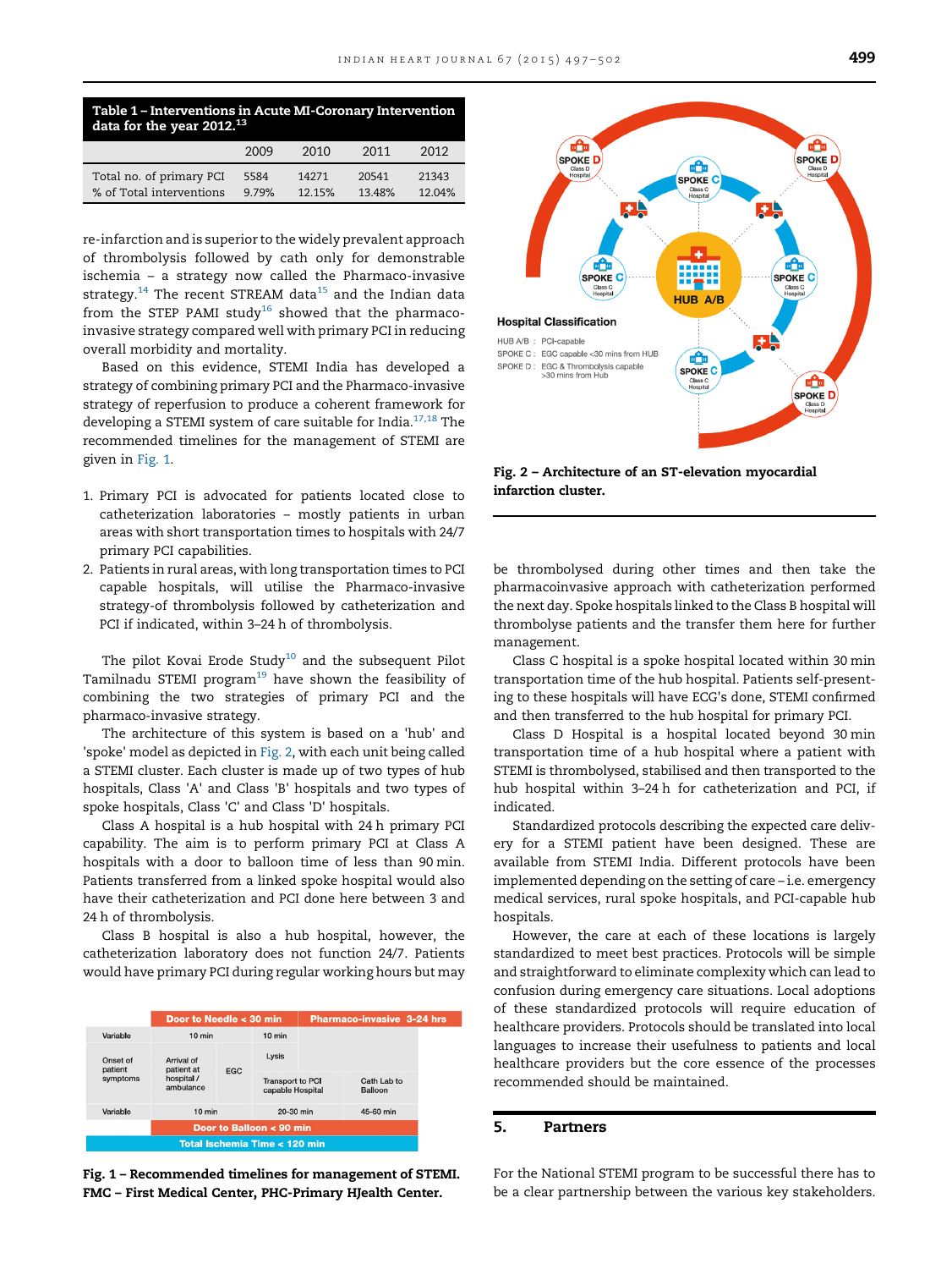**Table 1 – Interventions in Acute MI-Coronary Intervention data for the year 2012.[13]**

| | 2009 | 2010 | 2011 | 2012 |
|---|---|---|---|---|
| Total no. of primary PCI | 5584 | 14271 | 20541 | 21343 |
| % of Total interventions | 9.79% | 12.15% | 13.48% | 12.04% |

re-infarction and is superior to the widely prevalent approach of thrombolysis followed by cath only for demonstrable ischemia – a strategy now called the Pharmaco-invasive strategy.[14] The recent STREAM data[15] and the Indian data from the STEP PAMI study[16] showed that the pharmaco-invasive strategy compared well with primary PCI in reducing overall morbidity and mortality.

Based on this evidence, STEMI India has developed a strategy of combining primary PCI and the Pharmaco-invasive strategy of reperfusion to produce a coherent framework for developing a STEMI system of care suitable for India.[17,18] The recommended timelines for the management of STEMI are given in Fig. 1.

1. Primary PCI is advocated for patients located close to catheterization laboratories – mostly patients in urban areas with short transportation times to hospitals with 24/7 primary PCI capabilities.
2. Patients in rural areas, with long transportation times to PCI capable hospitals, will utilise the Pharmaco-invasive strategy-of thrombolysis followed by catheterization and PCI if indicated, within 3–24 h of thrombolysis.

The pilot Kovai Erode Study[10] and the subsequent Pilot Tamilnadu STEMI program[19] have shown the feasibility of combining the two strategies of primary PCI and the pharmaco-invasive strategy.

The architecture of this system is based on a 'hub' and 'spoke' model as depicted in Fig. 2, with each unit being called a STEMI cluster. Each cluster is made up of two types of hub hospitals, Class 'A' and Class 'B' hospitals and two types of spoke hospitals, Class 'C' and Class 'D' hospitals.

Class A hospital is a hub hospital with 24 h primary PCI capability. The aim is to perform primary PCI at Class A hospitals with a door to balloon time of less than 90 min. Patients transferred from a linked spoke hospital would also have their catheterization and PCI done here between 3 and 24 h of thrombolysis.

Class B hospital is also a hub hospital, however, the catheterization laboratory does not function 24/7. Patients would have primary PCI during regular working hours but may be thrombolysed during other times and then take the pharmacoinvasive approach with catheterization performed the next day. Spoke hospitals linked to the Class B hospital will thrombolyse patients and the transfer them here for further management.

Class C hospital is a spoke hospital located within 30 min transportation time of the hub hospital. Patients self-presenting to these hospitals will have ECG's done, STEMI confirmed and then transferred to the hub hospital for primary PCI.

Class D Hospital is a hospital located beyond 30 min transportation time of a hub hospital where a patient with STEMI is thrombolysed, stabilised and then transported to the hub hospital within 3–24 h for catheterization and PCI, if indicated.

Standardized protocols describing the expected care delivery for a STEMI patient have been designed. These are available from STEMI India. Different protocols have been implemented depending on the setting of care – i.e. emergency medical services, rural spoke hospitals, and PCI-capable hub hospitals.

However, the care at each of these locations is largely standardized to meet best practices. Protocols will be simple and straightforward to eliminate complexity which can lead to confusion during emergency care situations. Local adoptions of these standardized protocols will require education of healthcare providers. Protocols should be translated into local languages to increase their usefulness to patients and local healthcare providers but the core essence of the processes recommended should be maintained.

| | Door to Needle < 30 min | | Pharmaco-invasive 3-24 hrs | |
|---|---|---|---|---|
| Variable | 10 min | | 10 min | |
| Onset of patient symptoms | Arrival of patient at hospital / ambulance | EGC | Lysis | |
| | | | Transport to PCI capable Hospital | Cath Lab to Balloon |
| Variable | 10 min | | 20-30 min | 45-60 min |
| | Door to Balloon < 90 min | | | |
| Total Ischemia Time < 120 min | | | | |

**Fig. 1 – Recommended timelines for management of STEMI. FMC – First Medical Center, PHC-Primary HJealth Center.**

**Hospital Classification**

HUB A/B : PCI-capable
SPOKE C : EGC capable <30 mins from HUB
SPOKE D : EGC & Thrombolysis capable >30 mins from Hub

**Fig. 2 – Architecture of an ST-elevation myocardial infarction cluster.**

## 5. Partners

For the National STEMI program to be successful there has to be a clear partnership between the various key stakeholders.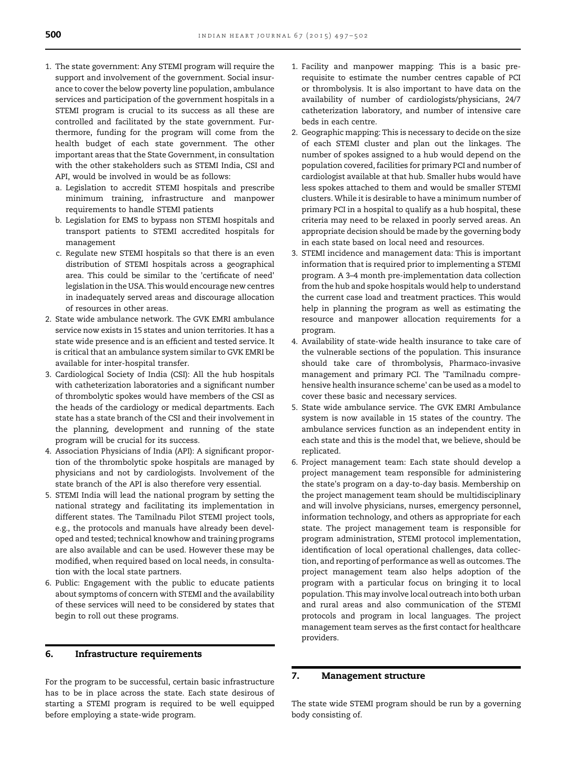1. The state government: Any STEMI program will require the support and involvement of the government. Social insurance to cover the below poverty line population, ambulance services and participation of the government hospitals in a STEMI program is crucial to its success as all these are controlled and facilitated by the state government. Furthermore, funding for the program will come from the health budget of each state government. The other important areas that the State Government, in consultation with the other stakeholders such as STEMI India, CSI and API, would be involved in would be as follows:
   a. Legislation to accredit STEMI hospitals and prescribe minimum training, infrastructure and manpower requirements to handle STEMI patients
   b. Legislation for EMS to bypass non STEMI hospitals and transport patients to STEMI accredited hospitals for management
   c. Regulate new STEMI hospitals so that there is an even distribution of STEMI hospitals across a geographical area. This could be similar to the 'certificate of need' legislation in the USA. This would encourage new centres in inadequately served areas and discourage allocation of resources in other areas.
2. State wide ambulance network. The GVK EMRI ambulance service now exists in 15 states and union territories. It has a state wide presence and is an efficient and tested service. It is critical that an ambulance system similar to GVK EMRI be available for inter-hospital transfer.
3. Cardiological Society of India (CSI): All the hub hospitals with catheterization laboratories and a significant number of thrombolytic spokes would have members of the CSI as the heads of the cardiology or medical departments. Each state has a state branch of the CSI and their involvement in the planning, development and running of the state program will be crucial for its success.
4. Association Physicians of India (API): A significant proportion of the thrombolytic spoke hospitals are managed by physicians and not by cardiologists. Involvement of the state branch of the API is also therefore very essential.
5. STEMI India will lead the national program by setting the national strategy and facilitating its implementation in different states. The Tamilnadu Pilot STEMI project tools, e.g., the protocols and manuals have already been developed and tested; technical knowhow and training programs are also available and can be used. However these may be modified, when required based on local needs, in consultation with the local state partners.
6. Public: Engagement with the public to educate patients about symptoms of concern with STEMI and the availability of these services will need to be considered by states that begin to roll out these programs.

## 6. Infrastructure requirements

For the program to be successful, certain basic infrastructure has to be in place across the state. Each state desirous of starting a STEMI program is required to be well equipped before employing a state-wide program.

1. Facility and manpower mapping: This is a basic prerequisite to estimate the number centres capable of PCI or thrombolysis. It is also important to have data on the availability of number of cardiologists/physicians, 24/7 catheterization laboratory, and number of intensive care beds in each centre.
2. Geographic mapping: This is necessary to decide on the size of each STEMI cluster and plan out the linkages. The number of spokes assigned to a hub would depend on the population covered, facilities for primary PCI and number of cardiologist available at that hub. Smaller hubs would have less spokes attached to them and would be smaller STEMI clusters. While it is desirable to have a minimum number of primary PCI in a hospital to qualify as a hub hospital, these criteria may need to be relaxed in poorly served areas. An appropriate decision should be made by the governing body in each state based on local need and resources.
3. STEMI incidence and management data: This is important information that is required prior to implementing a STEMI program. A 3–4 month pre-implementation data collection from the hub and spoke hospitals would help to understand the current case load and treatment practices. This would help in planning the program as well as estimating the resource and manpower allocation requirements for a program.
4. Availability of state-wide health insurance to take care of the vulnerable sections of the population. This insurance should take care of thrombolysis, Pharmaco-invasive management and primary PCI. The 'Tamilnadu comprehensive health insurance scheme' can be used as a model to cover these basic and necessary services.
5. State wide ambulance service. The GVK EMRI Ambulance system is now available in 15 states of the country. The ambulance services function as an independent entity in each state and this is the model that, we believe, should be replicated.
6. Project management team: Each state should develop a project management team responsible for administering the state's program on a day-to-day basis. Membership on the project management team should be multidisciplinary and will involve physicians, nurses, emergency personnel, information technology, and others as appropriate for each state. The project management team is responsible for program administration, STEMI protocol implementation, identification of local operational challenges, data collection, and reporting of performance as well as outcomes. The project management team also helps adoption of the program with a particular focus on bringing it to local population. This may involve local outreach into both urban and rural areas and also communication of the STEMI protocols and program in local languages. The project management team serves as the first contact for healthcare providers.

## 7. Management structure

The state wide STEMI program should be run by a governing body consisting of.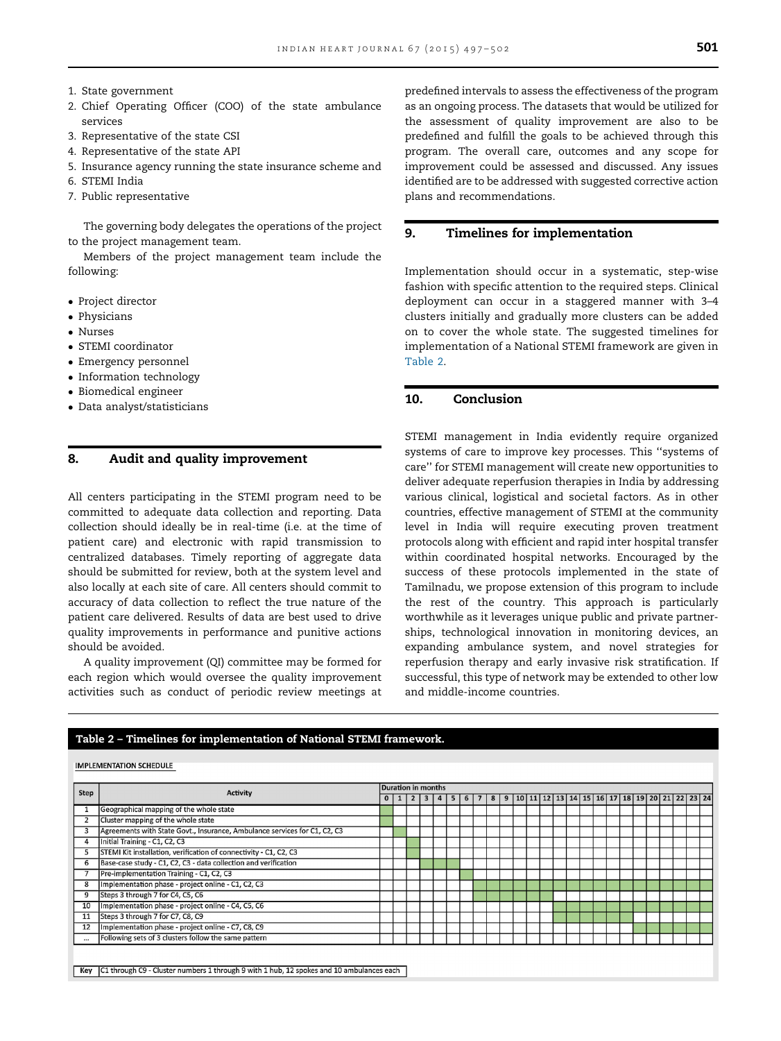1. State government
2. Chief Operating Officer (COO) of the state ambulance services
3. Representative of the state CSI
4. Representative of the state API
5. Insurance agency running the state insurance scheme and
6. STEMI India
7. Public representative

The governing body delegates the operations of the project to the project management team.

Members of the project management team include the following:

- Project director
- Physicians
- Nurses
- STEMI coordinator
- Emergency personnel
- Information technology
- Biomedical engineer
- Data analyst/statisticians

## 8. Audit and quality improvement

All centers participating in the STEMI program need to be committed to adequate data collection and reporting. Data collection should ideally be in real-time (i.e. at the time of patient care) and electronic with rapid transmission to centralized databases. Timely reporting of aggregate data should be submitted for review, both at the system level and also locally at each site of care. All centers should commit to accuracy of data collection to reflect the true nature of the patient care delivered. Results of data are best used to drive quality improvements in performance and punitive actions should be avoided.

A quality improvement (QI) committee may be formed for each region which would oversee the quality improvement activities such as conduct of periodic review meetings at predefined intervals to assess the effectiveness of the program as an ongoing process. The datasets that would be utilized for the assessment of quality improvement are also to be predefined and fulfill the goals to be achieved through this program. The overall care, outcomes and any scope for improvement could be assessed and discussed. Any issues identified are to be addressed with suggested corrective action plans and recommendations.

## 9. Timelines for implementation

Implementation should occur in a systematic, step-wise fashion with specific attention to the required steps. Clinical deployment can occur in a staggered manner with 3–4 clusters initially and gradually more clusters can be added on to cover the whole state. The suggested timelines for implementation of a National STEMI framework are given in Table 2.

## 10. Conclusion

STEMI management in India evidently require organized systems of care to improve key processes. This "systems of care" for STEMI management will create new opportunities to deliver adequate reperfusion therapies in India by addressing various clinical, logistical and societal factors. As in other countries, effective management of STEMI at the community level in India will require executing proven treatment protocols along with efficient and rapid inter hospital transfer within coordinated hospital networks. Encouraged by the success of these protocols implemented in the state of Tamilnadu, we propose extension of this program to include the rest of the country. This approach is particularly worthwhile as it leverages unique public and private partnerships, technological innovation in monitoring devices, an expanding ambulance system, and novel strategies for reperfusion therapy and early invasive risk stratification. If successful, this type of network may be extended to other low and middle-income countries.

**Table 2 – Timelines for implementation of National STEMI framework.**

IMPLEMENTATION SCHEDULE

| Step | Activity | Duration in months | | | | | | | | | | | | | | | | | | | | | | | | |
|---|---|---|---|---|---|---|---|---|---|---|---|---|---|---|---|---|---|---|---|---|---|---|---|---|---|---|
| | | 0 | 1 | 2 | 3 | 4 | 5 | 6 | 7 | 8 | 9 | 10 | 11 | 12 | 13 | 14 | 15 | 16 | 17 | 18 | 19 | 20 | 21 | 22 | 23 | 24 |
| 1 | Geographical mapping of the whole state | ■ | | | | | | | | | | | | | | | | | | | | | | | | |
| 2 | Cluster mapping of the whole state | ■ | | | | | | | | | | | | | | | | | | | | | | | | |
| 3 | Agreements with State Govt., Insurance, Ambulance services for C1, C2, C3 | | ■ | | | | | | | | | | | | | | | | | | | | | | | |
| 4 | Initial Training - C1, C2, C3 | | | ■ | | | | | | | | | | | | | | | | | | | | | | |
| 5 | STEMI Kit installation, verification of connectivity - C1, C2, C3 | | | ■ | | | | | | | | | | | | | | | | | | | | | | |
| 6 | Base-case study - C1, C2, C3 - data collection and verification | | | | ■ | ■ | ■ | | | | | | | | | | | | | | | | | | | |
| 7 | Pre-implementation Training - C1, C2, C3 | | | | | | | ■ | | | | | | | | | | | | | | | | | | |
| 8 | Implementation phase - project online - C1, C2, C3 | | | | | | | | ■ | ■ | ■ | ■ | ■ | ■ | ■ | ■ | ■ | ■ | ■ | ■ | ■ | ■ | ■ | ■ | ■ | ■ |
| 9 | Steps 3 through 7 for C4, C5, C6 | | | | | | | | ■ | ■ | ■ | ■ | ■ | ■ | | | | | | | | | | | | |
| 10 | Implementation phase - project online - C4, C5, C6 | | | | | | | | | | | | | | ■ | ■ | ■ | ■ | ■ | ■ | ■ | ■ | ■ | ■ | ■ | ■ |
| 11 | Steps 3 through 7 for C7, C8, C9 | | | | | | | | | | | | | | ■ | ■ | ■ | ■ | ■ | ■ | | | | | | |
| 12 | Implementation phase - project online - C7, C8, C9 | | | | | | | | | | | | | | | | | | | | ■ | ■ | ■ | ■ | ■ | ■ |
| ... | Following sets of 3 clusters follow the same pattern | | | | | | | | | | | | | | | | | | | | | | | | | |

Key: C1 through C9 - Cluster numbers 1 through 9 with 1 hub, 12 spokes and 10 ambulances each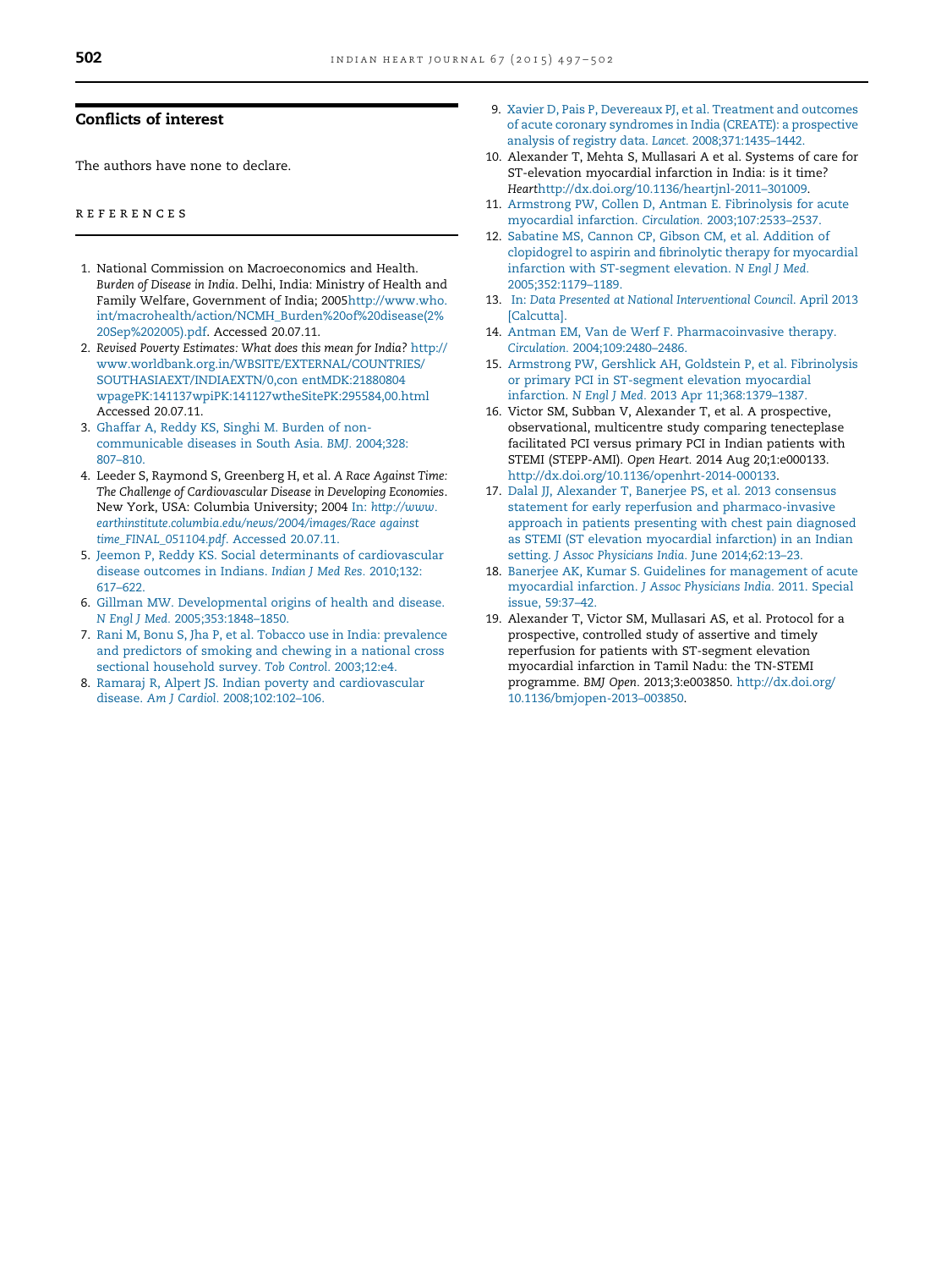## Conflicts of interest

The authors have none to declare.

### REFERENCES

1. National Commission on Macroeconomics and Health. *Burden of Disease in India*. Delhi, India: Ministry of Health and Family Welfare, Government of India; 2005http://www.who.int/macrohealth/action/NCMH_Burden%20of%20disease(2%20Sep%202005).pdf. Accessed 20.07.11.
2. *Revised Poverty Estimates: What does this mean for India?* http://www.worldbank.org.in/WBSITE/EXTERNAL/COUNTRIES/SOUTHASIAEXT/INDIAEXTN/0,con entMDK:21880804 wpagePK:141137wpiPK:141127wtheSitePK:295584,00.html Accessed 20.07.11.
3. Ghaffar A, Reddy KS, Singhi M. Burden of non-communicable diseases in South Asia. *BMJ*. 2004;328:807–810.
4. Leeder S, Raymond S, Greenberg H, et al. *A Race Against Time: The Challenge of Cardiovascular Disease in Developing Economies*. New York, USA: Columbia University; 2004 In: *http://www.earthinstitute.columbia.edu/news/2004/images/Race against time_FINAL_051104.pdf*. Accessed 20.07.11.
5. Jeemon P, Reddy KS. Social determinants of cardiovascular disease outcomes in Indians. *Indian J Med Res*. 2010;132:617–622.
6. Gillman MW. Developmental origins of health and disease. *N Engl J Med*. 2005;353:1848–1850.
7. Rani M, Bonu S, Jha P, et al. Tobacco use in India: prevalence and predictors of smoking and chewing in a national cross sectional household survey. *Tob Control*. 2003;12:e4.
8. Ramaraj R, Alpert JS. Indian poverty and cardiovascular disease. *Am J Cardiol*. 2008;102:102–106.
9. Xavier D, Pais P, Devereaux PJ, et al. Treatment and outcomes of acute coronary syndromes in India (CREATE): a prospective analysis of registry data. *Lancet*. 2008;371:1435–1442.
10. Alexander T, Mehta S, Mullasari A et al. Systems of care for ST-elevation myocardial infarction in India: is it time? *Heart*http://dx.doi.org/10.1136/heartjnl-2011–301009.
11. Armstrong PW, Collen D, Antman E. Fibrinolysis for acute myocardial infarction. *Circulation*. 2003;107:2533–2537.
12. Sabatine MS, Cannon CP, Gibson CM, et al. Addition of clopidogrel to aspirin and fibrinolytic therapy for myocardial infarction with ST-segment elevation. *N Engl J Med*. 2005;352:1179–1189.
13. In: *Data Presented at National Interventional Council*. April 2013 [Calcutta].
14. Antman EM, Van de Werf F. Pharmacoinvasive therapy. *Circulation*. 2004;109:2480–2486.
15. Armstrong PW, Gershlick AH, Goldstein P, et al. Fibrinolysis or primary PCI in ST-segment elevation myocardial infarction. *N Engl J Med*. 2013 Apr 11;368:1379–1387.
16. Victor SM, Subban V, Alexander T, et al. A prospective, observational, multicentre study comparing tenecteplase facilitated PCI versus primary PCI in Indian patients with STEMI (STEPP-AMI). *Open Heart*. 2014 Aug 20;1:e000133. http://dx.doi.org/10.1136/openhrt-2014-000133.
17. Dalal JJ, Alexander T, Banerjee PS, et al. 2013 consensus statement for early reperfusion and pharmaco-invasive approach in patients presenting with chest pain diagnosed as STEMI (ST elevation myocardial infarction) in an Indian setting. *J Assoc Physicians India*. June 2014;62:13–23.
18. Banerjee AK, Kumar S. Guidelines for management of acute myocardial infarction. *J Assoc Physicians India*. 2011. Special issue, 59:37–42.
19. Alexander T, Victor SM, Mullasari AS, et al. Protocol for a prospective, controlled study of assertive and timely reperfusion for patients with ST-segment elevation myocardial infarction in Tamil Nadu: the TN-STEMI programme. *BMJ Open*. 2013;3:e003850. http://dx.doi.org/10.1136/bmjopen-2013–003850.